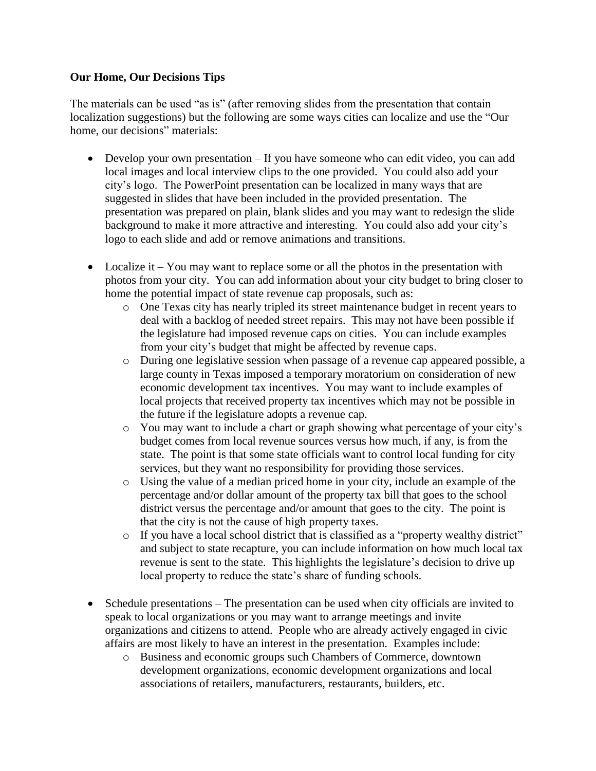**Our Home, Our Decisions Tips**

The materials can be used "as is" (after removing slides from the presentation that contain localization suggestions) but the following are some ways cities can localize and use the "Our home, our decisions" materials:

- Develop your own presentation – If you have someone who can edit video, you can add local images and local interview clips to the one provided. You could also add your city's logo. The PowerPoint presentation can be localized in many ways that are suggested in slides that have been included in the provided presentation. The presentation was prepared on plain, blank slides and you may want to redesign the slide background to make it more attractive and interesting. You could also add your city's logo to each slide and add or remove animations and transitions.

- Localize it – You may want to replace some or all the photos in the presentation with photos from your city. You can add information about your city budget to bring closer to home the potential impact of state revenue cap proposals, such as:
    - One Texas city has nearly tripled its street maintenance budget in recent years to deal with a backlog of needed street repairs. This may not have been possible if the legislature had imposed revenue caps on cities. You can include examples from your city's budget that might be affected by revenue caps.
    - During one legislative session when passage of a revenue cap appeared possible, a large county in Texas imposed a temporary moratorium on consideration of new economic development tax incentives. You may want to include examples of local projects that received property tax incentives which may not be possible in the future if the legislature adopts a revenue cap.
    - You may want to include a chart or graph showing what percentage of your city's budget comes from local revenue sources versus how much, if any, is from the state. The point is that some state officials want to control local funding for city services, but they want no responsibility for providing those services.
    - Using the value of a median priced home in your city, include an example of the percentage and/or dollar amount of the property tax bill that goes to the school district versus the percentage and/or amount that goes to the city. The point is that the city is not the cause of high property taxes.
    - If you have a local school district that is classified as a "property wealthy district" and subject to state recapture, you can include information on how much local tax revenue is sent to the state. This highlights the legislature's decision to drive up local property to reduce the state's share of funding schools.

- Schedule presentations – The presentation can be used when city officials are invited to speak to local organizations or you may want to arrange meetings and invite organizations and citizens to attend. People who are already actively engaged in civic affairs are most likely to have an interest in the presentation. Examples include:
    - Business and economic groups such Chambers of Commerce, downtown development organizations, economic development organizations and local associations of retailers, manufacturers, restaurants, builders, etc.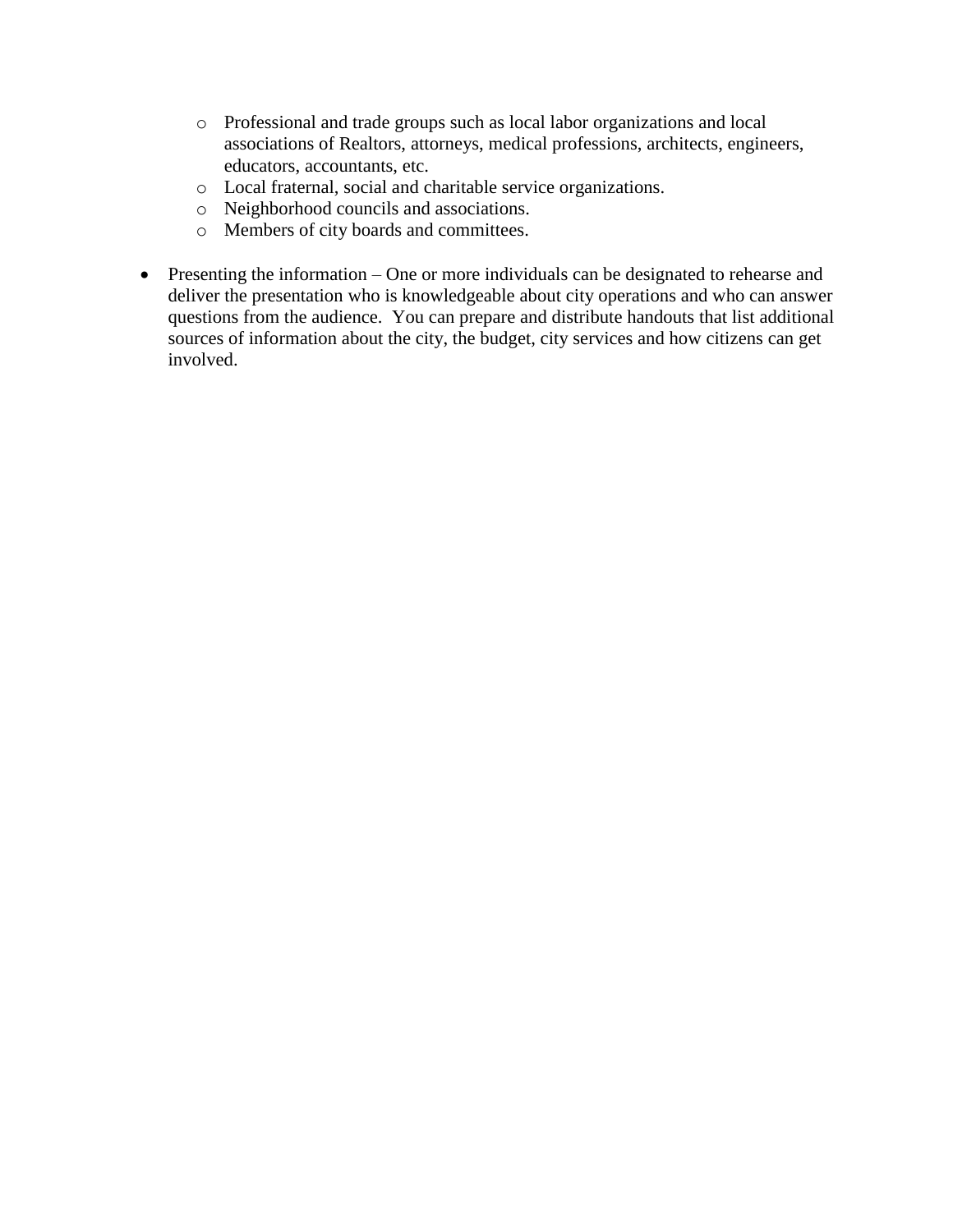- Professional and trade groups such as local labor organizations and local associations of Realtors, attorneys, medical professions, architects, engineers, educators, accountants, etc.
  - Local fraternal, social and charitable service organizations.
  - Neighborhood councils and associations.
  - Members of city boards and committees.

- Presenting the information – One or more individuals can be designated to rehearse and deliver the presentation who is knowledgeable about city operations and who can answer questions from the audience. You can prepare and distribute handouts that list additional sources of information about the city, the budget, city services and how citizens can get involved.